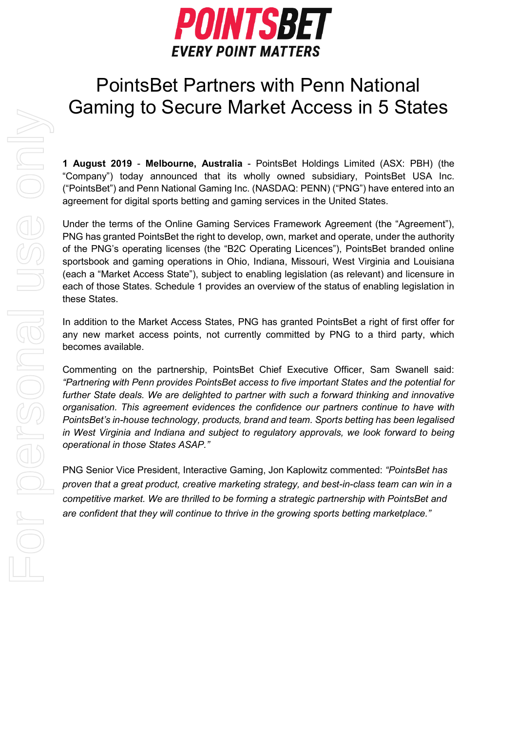**POINTSBET**
**EVERY POINT MATTERS**

# PointsBet Partners with Penn National Gaming to Secure Market Access in 5 States

**1 August 2019** - **Melbourne, Australia** - PointsBet Holdings Limited (ASX: PBH) (the "Company") today announced that its wholly owned subsidiary, PointsBet USA Inc. ("PointsBet") and Penn National Gaming Inc. (NASDAQ: PENN) ("PNG") have entered into an agreement for digital sports betting and gaming services in the United States.

Under the terms of the Online Gaming Services Framework Agreement (the "Agreement"), PNG has granted PointsBet the right to develop, own, market and operate, under the authority of the PNG's operating licenses (the "B2C Operating Licences"), PointsBet branded online sportsbook and gaming operations in Ohio, Indiana, Missouri, West Virginia and Louisiana (each a "Market Access State"), subject to enabling legislation (as relevant) and licensure in each of those States. Schedule 1 provides an overview of the status of enabling legislation in these States.

In addition to the Market Access States, PNG has granted PointsBet a right of first offer for any new market access points, not currently committed by PNG to a third party, which becomes available.

Commenting on the partnership, PointsBet Chief Executive Officer, Sam Swanell said: *"Partnering with Penn provides PointsBet access to five important States and the potential for further State deals. We are delighted to partner with such a forward thinking and innovative organisation. This agreement evidences the confidence our partners continue to have with PointsBet's in-house technology, products, brand and team. Sports betting has been legalised in West Virginia and Indiana and subject to regulatory approvals, we look forward to being operational in those States ASAP."*

PNG Senior Vice President, Interactive Gaming, Jon Kaplowitz commented: *"PointsBet has proven that a great product, creative marketing strategy, and best-in-class team can win in a competitive market. We are thrilled to be forming a strategic partnership with PointsBet and are confident that they will continue to thrive in the growing sports betting marketplace."*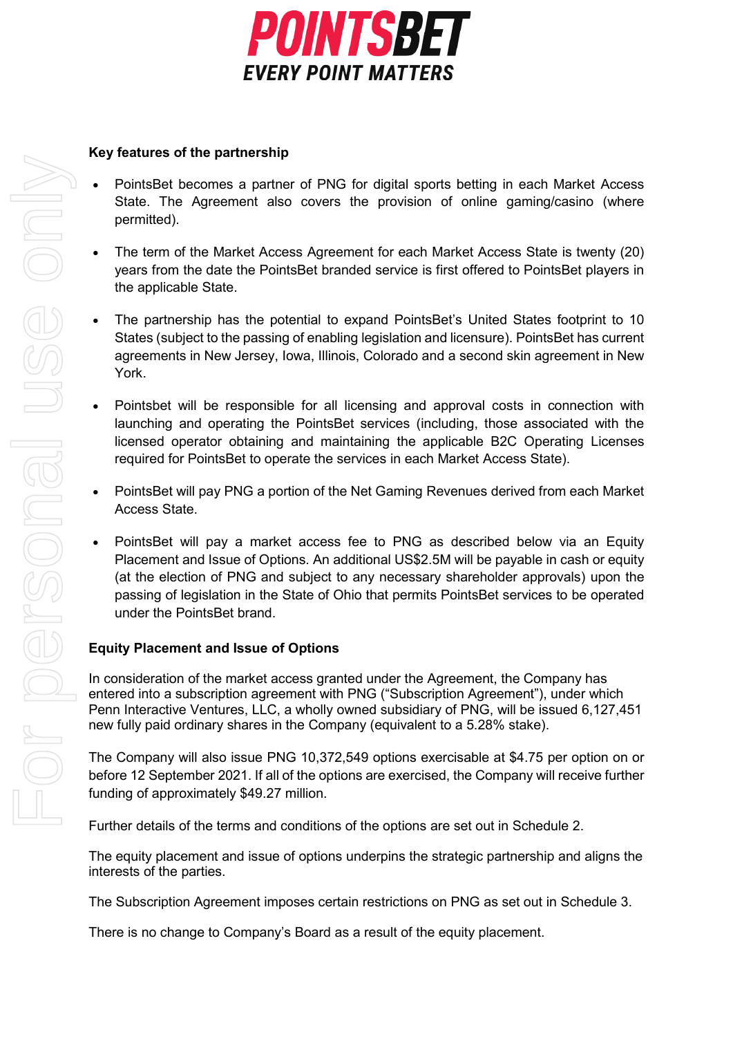**Key features of the partnership**

- PointsBet becomes a partner of PNG for digital sports betting in each Market Access State. The Agreement also covers the provision of online gaming/casino (where permitted).
- The term of the Market Access Agreement for each Market Access State is twenty (20) years from the date the PointsBet branded service is first offered to PointsBet players in the applicable State.
- The partnership has the potential to expand PointsBet's United States footprint to 10 States (subject to the passing of enabling legislation and licensure). PointsBet has current agreements in New Jersey, Iowa, Illinois, Colorado and a second skin agreement in New York.
- Pointsbet will be responsible for all licensing and approval costs in connection with launching and operating the PointsBet services (including, those associated with the licensed operator obtaining and maintaining the applicable B2C Operating Licenses required for PointsBet to operate the services in each Market Access State).
- PointsBet will pay PNG a portion of the Net Gaming Revenues derived from each Market Access State.
- PointsBet will pay a market access fee to PNG as described below via an Equity Placement and Issue of Options. An additional US$2.5M will be payable in cash or equity (at the election of PNG and subject to any necessary shareholder approvals) upon the passing of legislation in the State of Ohio that permits PointsBet services to be operated under the PointsBet brand.

**Equity Placement and Issue of Options**

In consideration of the market access granted under the Agreement, the Company has entered into a subscription agreement with PNG ("Subscription Agreement"), under which Penn Interactive Ventures, LLC, a wholly owned subsidiary of PNG, will be issued 6,127,451 new fully paid ordinary shares in the Company (equivalent to a 5.28% stake).

The Company will also issue PNG 10,372,549 options exercisable at $4.75 per option on or before 12 September 2021. If all of the options are exercised, the Company will receive further funding of approximately $49.27 million.

Further details of the terms and conditions of the options are set out in Schedule 2.

The equity placement and issue of options underpins the strategic partnership and aligns the interests of the parties.

The Subscription Agreement imposes certain restrictions on PNG as set out in Schedule 3.

There is no change to Company's Board as a result of the equity placement.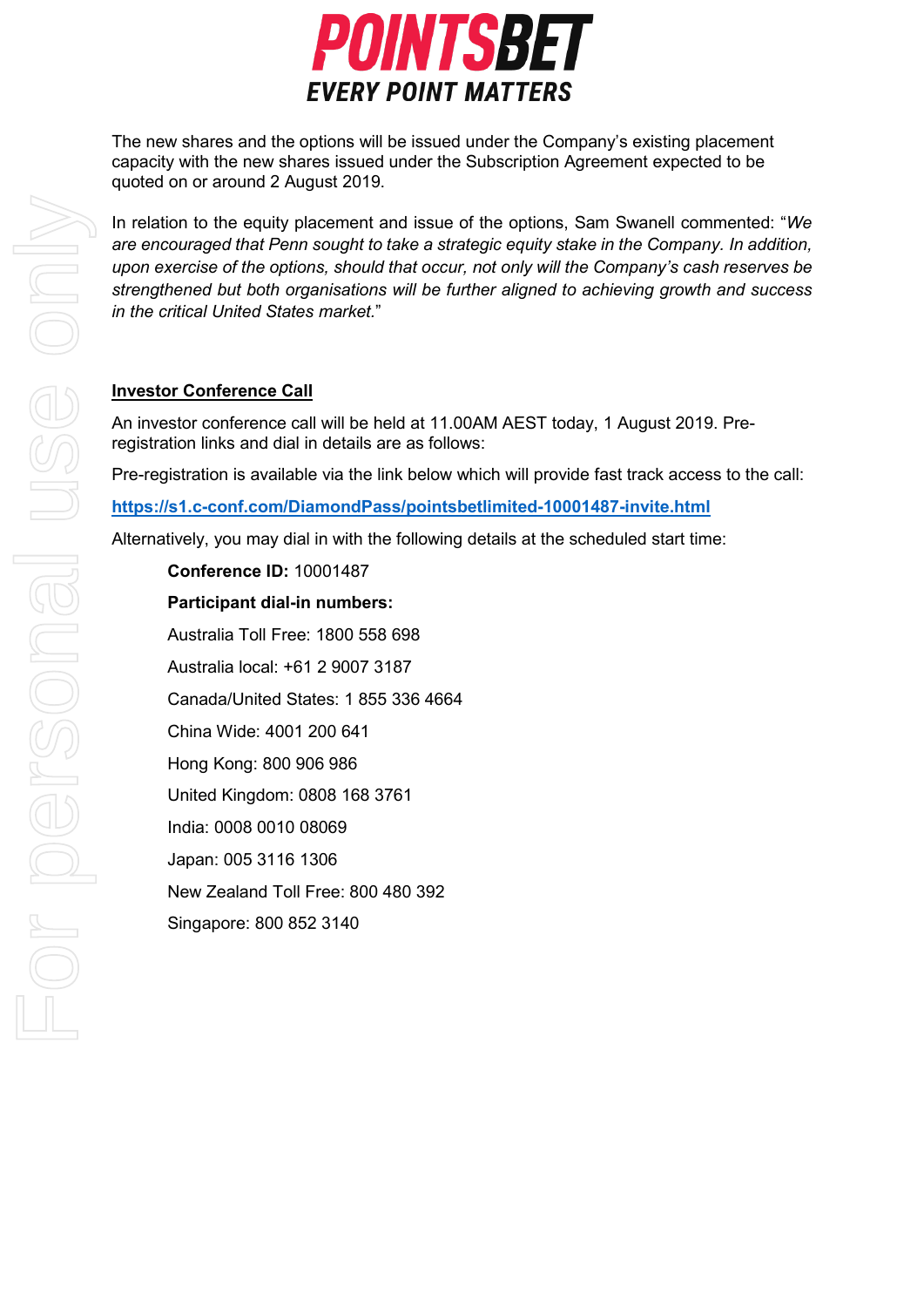The new shares and the options will be issued under the Company's existing placement capacity with the new shares issued under the Subscription Agreement expected to be quoted on or around 2 August 2019.

In relation to the equity placement and issue of the options, Sam Swanell commented: "*We are encouraged that Penn sought to take a strategic equity stake in the Company. In addition, upon exercise of the options, should that occur, not only will the Company's cash reserves be strengthened but both organisations will be further aligned to achieving growth and success in the critical United States market.*"

## Investor Conference Call

An investor conference call will be held at 11.00AM AEST today, 1 August 2019. Pre-registration links and dial in details are as follows:

Pre-registration is available via the link below which will provide fast track access to the call:

**https://s1.c-conf.com/DiamondPass/pointsbetlimited-10001487-invite.html**

Alternatively, you may dial in with the following details at the scheduled start time:

**Conference ID:** 10001487

**Participant dial-in numbers:**

Australia Toll Free: 1800 558 698

Australia local: +61 2 9007 3187

Canada/United States: 1 855 336 4664

China Wide: 4001 200 641

Hong Kong: 800 906 986

United Kingdom: 0808 168 3761

India: 0008 0010 08069

Japan: 005 3116 1306

New Zealand Toll Free: 800 480 392

Singapore: 800 852 3140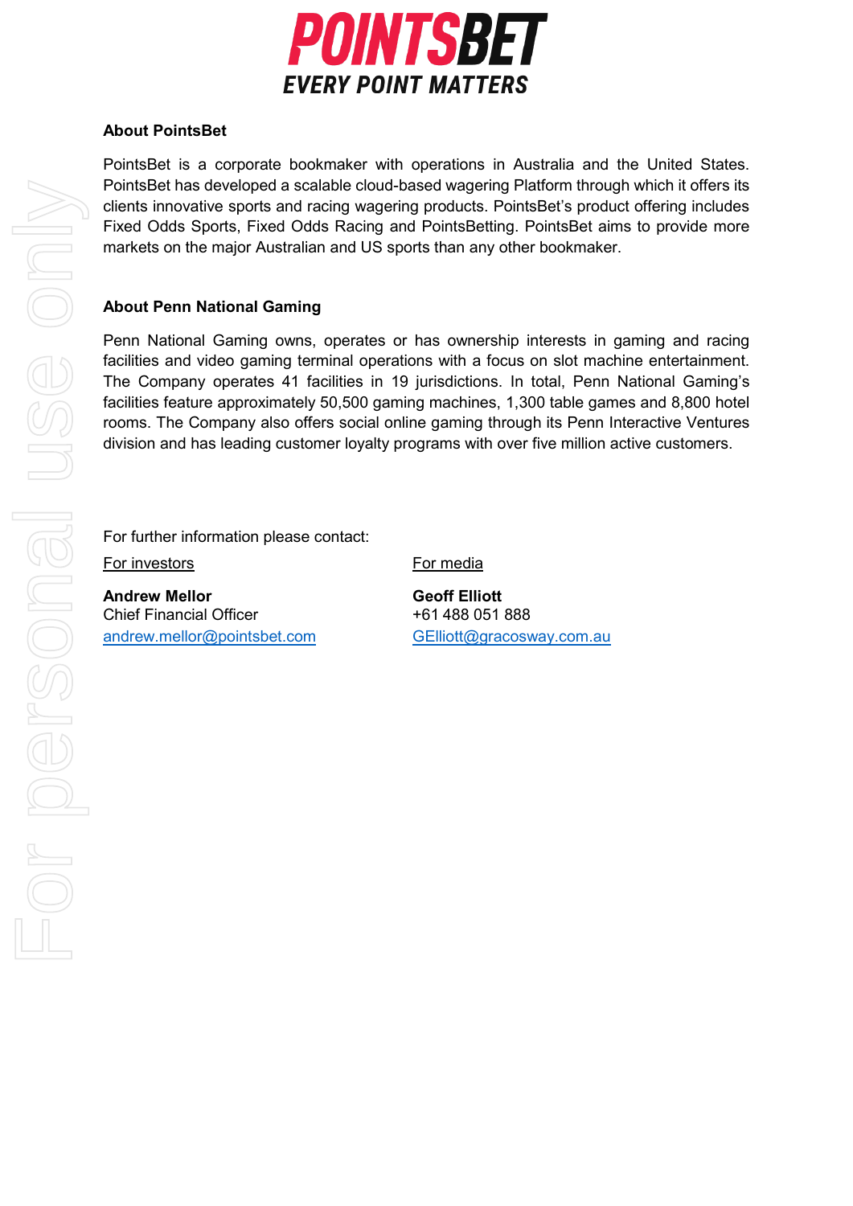**POINTSBET**
**EVERY POINT MATTERS**

### About PointsBet

PointsBet is a corporate bookmaker with operations in Australia and the United States. PointsBet has developed a scalable cloud-based wagering Platform through which it offers its clients innovative sports and racing wagering products. PointsBet's product offering includes Fixed Odds Sports, Fixed Odds Racing and PointsBetting. PointsBet aims to provide more markets on the major Australian and US sports than any other bookmaker.

### About Penn National Gaming

Penn National Gaming owns, operates or has ownership interests in gaming and racing facilities and video gaming terminal operations with a focus on slot machine entertainment. The Company operates 41 facilities in 19 jurisdictions. In total, Penn National Gaming's facilities feature approximately 50,500 gaming machines, 1,300 table games and 8,800 hotel rooms. The Company also offers social online gaming through its Penn Interactive Ventures division and has leading customer loyalty programs with over five million active customers.

For further information please contact:

For investors

**Andrew Mellor**
Chief Financial Officer
andrew.mellor@pointsbet.com

For media

**Geoff Elliott**
+61 488 051 888
GElliott@gracosway.com.au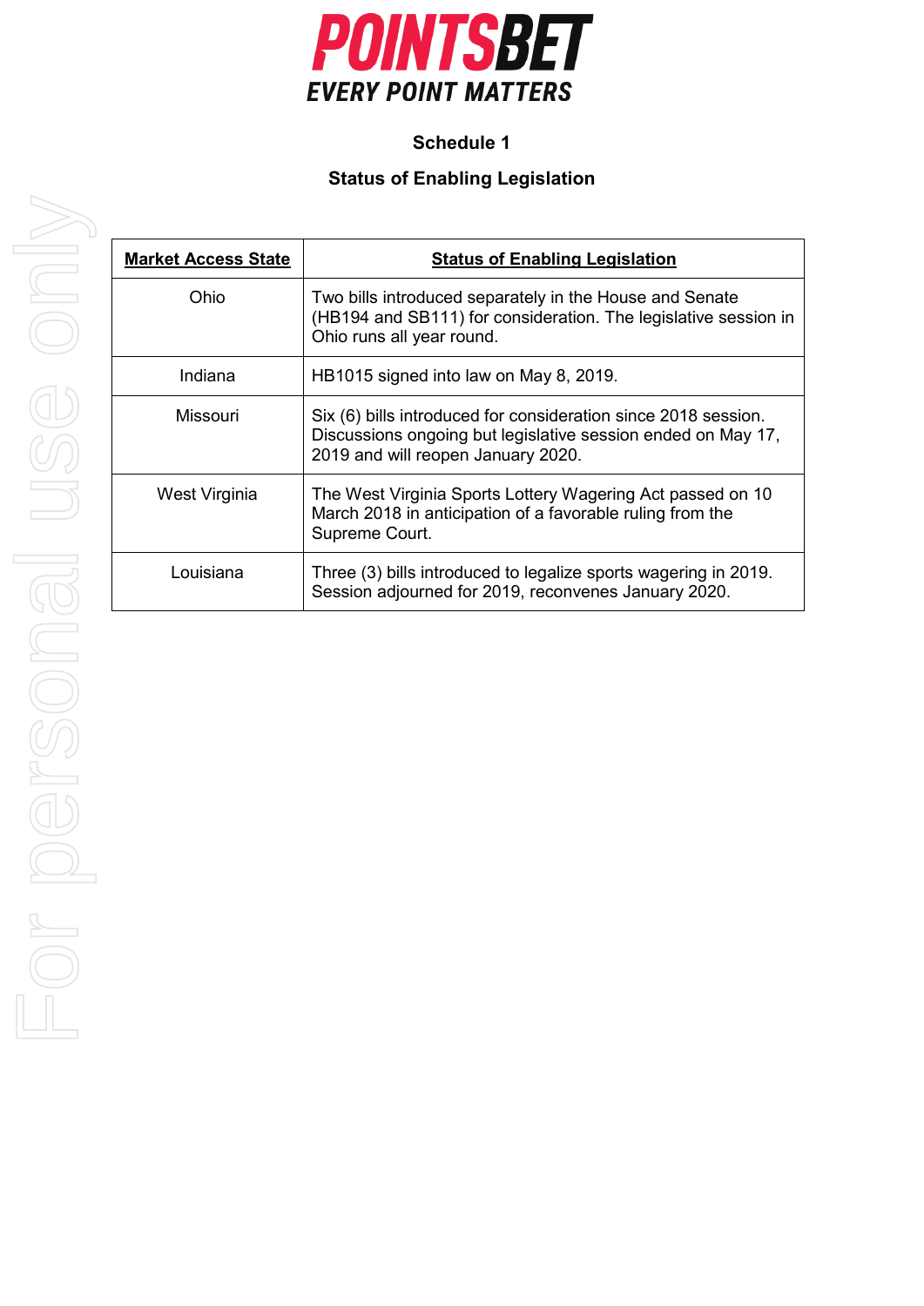**POINTSBET**
**EVERY POINT MATTERS**

## Schedule 1

## Status of Enabling Legislation

| Market Access State | Status of Enabling Legislation |
|---|---|
| Ohio | Two bills introduced separately in the House and Senate (HB194 and SB111) for consideration. The legislative session in Ohio runs all year round. |
| Indiana | HB1015 signed into law on May 8, 2019. |
| Missouri | Six (6) bills introduced for consideration since 2018 session. Discussions ongoing but legislative session ended on May 17, 2019 and will reopen January 2020. |
| West Virginia | The West Virginia Sports Lottery Wagering Act passed on 10 March 2018 in anticipation of a favorable ruling from the Supreme Court. |
| Louisiana | Three (3) bills introduced to legalize sports wagering in 2019. Session adjourned for 2019, reconvenes January 2020. |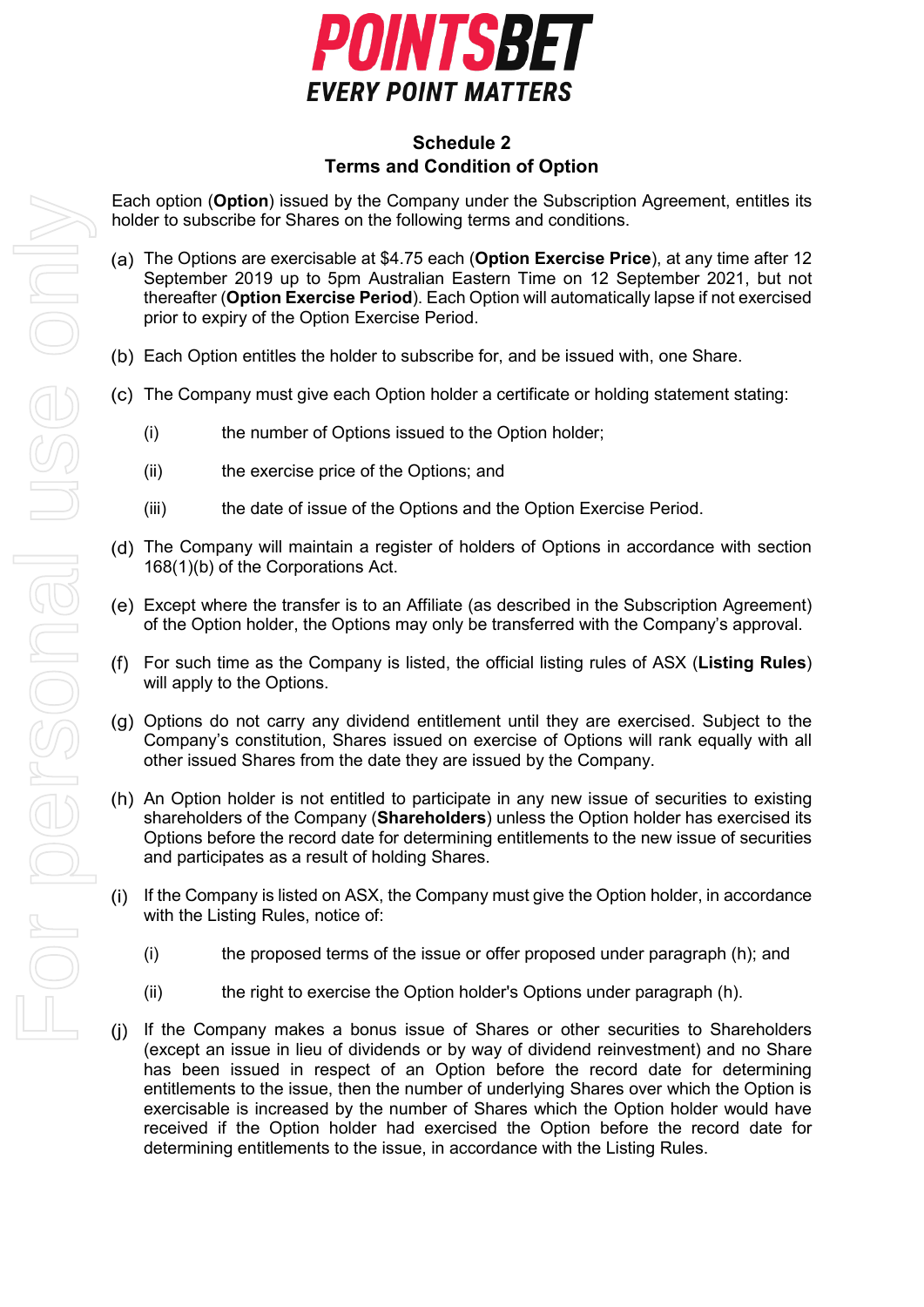## Schedule 2
## Terms and Condition of Option

Each option (**Option**) issued by the Company under the Subscription Agreement, entitles its holder to subscribe for Shares on the following terms and conditions.

(a) The Options are exercisable at $4.75 each (**Option Exercise Price**), at any time after 12 September 2019 up to 5pm Australian Eastern Time on 12 September 2021, but not thereafter (**Option Exercise Period**). Each Option will automatically lapse if not exercised prior to expiry of the Option Exercise Period.

(b) Each Option entitles the holder to subscribe for, and be issued with, one Share.

(c) The Company must give each Option holder a certificate or holding statement stating:

   (i) the number of Options issued to the Option holder;

   (ii) the exercise price of the Options; and

   (iii) the date of issue of the Options and the Option Exercise Period.

(d) The Company will maintain a register of holders of Options in accordance with section 168(1)(b) of the Corporations Act.

(e) Except where the transfer is to an Affiliate (as described in the Subscription Agreement) of the Option holder, the Options may only be transferred with the Company's approval.

(f) For such time as the Company is listed, the official listing rules of ASX (**Listing Rules**) will apply to the Options.

(g) Options do not carry any dividend entitlement until they are exercised. Subject to the Company's constitution, Shares issued on exercise of Options will rank equally with all other issued Shares from the date they are issued by the Company.

(h) An Option holder is not entitled to participate in any new issue of securities to existing shareholders of the Company (**Shareholders**) unless the Option holder has exercised its Options before the record date for determining entitlements to the new issue of securities and participates as a result of holding Shares.

(i) If the Company is listed on ASX, the Company must give the Option holder, in accordance with the Listing Rules, notice of:

   (i) the proposed terms of the issue or offer proposed under paragraph (h); and

   (ii) the right to exercise the Option holder's Options under paragraph (h).

(j) If the Company makes a bonus issue of Shares or other securities to Shareholders (except an issue in lieu of dividends or by way of dividend reinvestment) and no Share has been issued in respect of an Option before the record date for determining entitlements to the issue, then the number of underlying Shares over which the Option is exercisable is increased by the number of Shares which the Option holder would have received if the Option holder had exercised the Option before the record date for determining entitlements to the issue, in accordance with the Listing Rules.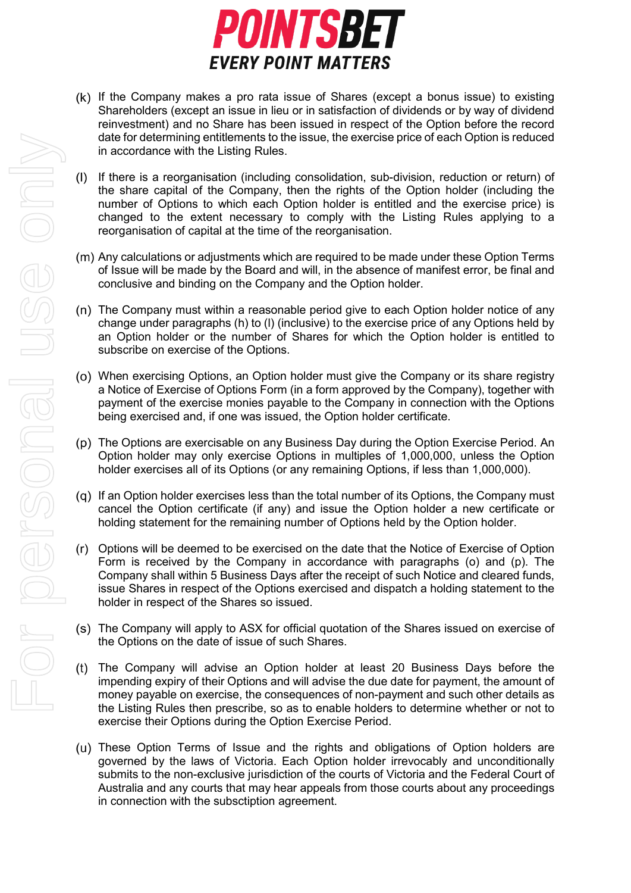(k) If the Company makes a pro rata issue of Shares (except a bonus issue) to existing Shareholders (except an issue in lieu or in satisfaction of dividends or by way of dividend reinvestment) and no Share has been issued in respect of the Option before the record date for determining entitlements to the issue, the exercise price of each Option is reduced in accordance with the Listing Rules.

(l) If there is a reorganisation (including consolidation, sub-division, reduction or return) of the share capital of the Company, then the rights of the Option holder (including the number of Options to which each Option holder is entitled and the exercise price) is changed to the extent necessary to comply with the Listing Rules applying to a reorganisation of capital at the time of the reorganisation.

(m) Any calculations or adjustments which are required to be made under these Option Terms of Issue will be made by the Board and will, in the absence of manifest error, be final and conclusive and binding on the Company and the Option holder.

(n) The Company must within a reasonable period give to each Option holder notice of any change under paragraphs (h) to (l) (inclusive) to the exercise price of any Options held by an Option holder or the number of Shares for which the Option holder is entitled to subscribe on exercise of the Options.

(o) When exercising Options, an Option holder must give the Company or its share registry a Notice of Exercise of Options Form (in a form approved by the Company), together with payment of the exercise monies payable to the Company in connection with the Options being exercised and, if one was issued, the Option holder certificate.

(p) The Options are exercisable on any Business Day during the Option Exercise Period. An Option holder may only exercise Options in multiples of 1,000,000, unless the Option holder exercises all of its Options (or any remaining Options, if less than 1,000,000).

(q) If an Option holder exercises less than the total number of its Options, the Company must cancel the Option certificate (if any) and issue the Option holder a new certificate or holding statement for the remaining number of Options held by the Option holder.

(r) Options will be deemed to be exercised on the date that the Notice of Exercise of Option Form is received by the Company in accordance with paragraphs (o) and (p). The Company shall within 5 Business Days after the receipt of such Notice and cleared funds, issue Shares in respect of the Options exercised and dispatch a holding statement to the holder in respect of the Shares so issued.

(s) The Company will apply to ASX for official quotation of the Shares issued on exercise of the Options on the date of issue of such Shares.

(t) The Company will advise an Option holder at least 20 Business Days before the impending expiry of their Options and will advise the due date for payment, the amount of money payable on exercise, the consequences of non-payment and such other details as the Listing Rules then prescribe, so as to enable holders to determine whether or not to exercise their Options during the Option Exercise Period.

(u) These Option Terms of Issue and the rights and obligations of Option holders are governed by the laws of Victoria. Each Option holder irrevocably and unconditionally submits to the non-exclusive jurisdiction of the courts of Victoria and the Federal Court of Australia and any courts that may hear appeals from those courts about any proceedings in connection with the subsctiption agreement.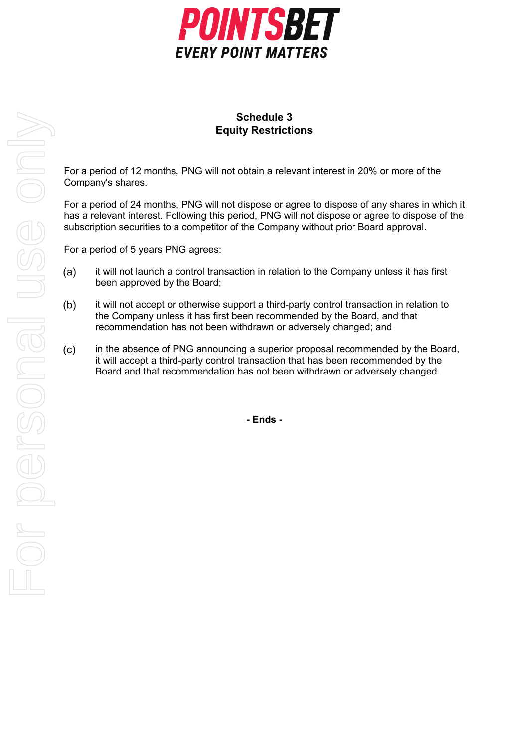## Schedule 3
## Equity Restrictions

For a period of 12 months, PNG will not obtain a relevant interest in 20% or more of the Company's shares.

For a period of 24 months, PNG will not dispose or agree to dispose of any shares in which it has a relevant interest. Following this period, PNG will not dispose or agree to dispose of the subscription securities to a competitor of the Company without prior Board approval.

For a period of 5 years PNG agrees:

(a) it will not launch a control transaction in relation to the Company unless it has first been approved by the Board;

(b) it will not accept or otherwise support a third-party control transaction in relation to the Company unless it has first been recommended by the Board, and that recommendation has not been withdrawn or adversely changed; and

(c) in the absence of PNG announcing a superior proposal recommended by the Board, it will accept a third-party control transaction that has been recommended by the Board and that recommendation has not been withdrawn or adversely changed.

**- Ends -**